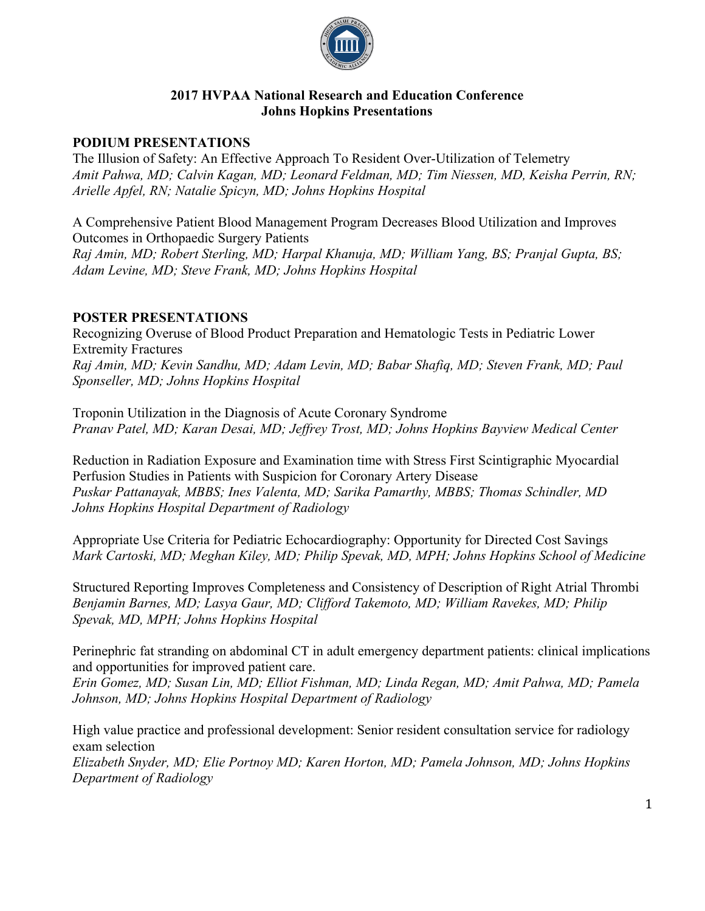**2017 HVPAA National Research and Education Conference**
**Johns Hopkins Presentations**

## PODIUM PRESENTATIONS

The Illusion of Safety: An Effective Approach To Resident Over-Utilization of Telemetry
*Amit Pahwa, MD; Calvin Kagan, MD; Leonard Feldman, MD; Tim Niessen, MD, Keisha Perrin, RN; Arielle Apfel, RN; Natalie Spicyn, MD; Johns Hopkins Hospital*

A Comprehensive Patient Blood Management Program Decreases Blood Utilization and Improves Outcomes in Orthopaedic Surgery Patients
*Raj Amin, MD; Robert Sterling, MD; Harpal Khanuja, MD; William Yang, BS; Pranjal Gupta, BS; Adam Levine, MD; Steve Frank, MD; Johns Hopkins Hospital*

## POSTER PRESENTATIONS

Recognizing Overuse of Blood Product Preparation and Hematologic Tests in Pediatric Lower Extremity Fractures
*Raj Amin, MD; Kevin Sandhu, MD; Adam Levin, MD; Babar Shafiq, MD; Steven Frank, MD; Paul Sponseller, MD; Johns Hopkins Hospital*

Troponin Utilization in the Diagnosis of Acute Coronary Syndrome
*Pranav Patel, MD; Karan Desai, MD; Jeffrey Trost, MD; Johns Hopkins Bayview Medical Center*

Reduction in Radiation Exposure and Examination time with Stress First Scintigraphic Myocardial Perfusion Studies in Patients with Suspicion for Coronary Artery Disease
*Puskar Pattanayak, MBBS; Ines Valenta, MD; Sarika Pamarthy, MBBS; Thomas Schindler, MD Johns Hopkins Hospital Department of Radiology*

Appropriate Use Criteria for Pediatric Echocardiography: Opportunity for Directed Cost Savings
*Mark Cartoski, MD; Meghan Kiley, MD; Philip Spevak, MD, MPH; Johns Hopkins School of Medicine*

Structured Reporting Improves Completeness and Consistency of Description of Right Atrial Thrombi
*Benjamin Barnes, MD; Lasya Gaur, MD; Clifford Takemoto, MD; William Ravekes, MD; Philip Spevak, MD, MPH; Johns Hopkins Hospital*

Perinephric fat stranding on abdominal CT in adult emergency department patients: clinical implications and opportunities for improved patient care.
*Erin Gomez, MD; Susan Lin, MD; Elliot Fishman, MD; Linda Regan, MD; Amit Pahwa, MD; Pamela Johnson, MD; Johns Hopkins Hospital Department of Radiology*

High value practice and professional development: Senior resident consultation service for radiology exam selection
*Elizabeth Snyder, MD; Elie Portnoy MD; Karen Horton, MD; Pamela Johnson, MD; Johns Hopkins Department of Radiology*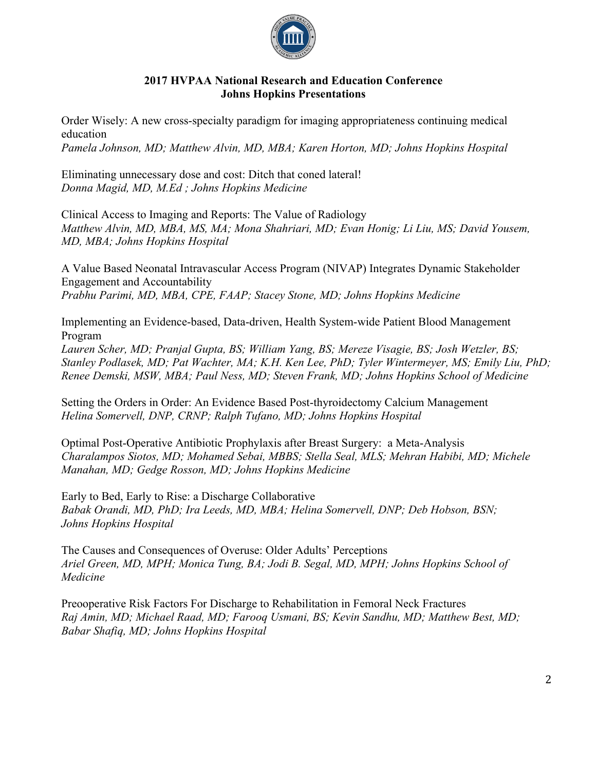**2017 HVPAA National Research and Education Conference**
**Johns Hopkins Presentations**

Order Wisely: A new cross-specialty paradigm for imaging appropriateness continuing medical education
*Pamela Johnson, MD; Matthew Alvin, MD, MBA; Karen Horton, MD; Johns Hopkins Hospital*

Eliminating unnecessary dose and cost: Ditch that coned lateral!
*Donna Magid, MD, M.Ed ; Johns Hopkins Medicine*

Clinical Access to Imaging and Reports: The Value of Radiology
*Matthew Alvin, MD, MBA, MS, MA; Mona Shahriari, MD; Evan Honig; Li Liu, MS; David Yousem, MD, MBA; Johns Hopkins Hospital*

A Value Based Neonatal Intravascular Access Program (NIVAP) Integrates Dynamic Stakeholder Engagement and Accountability
*Prabhu Parimi, MD, MBA, CPE, FAAP; Stacey Stone, MD; Johns Hopkins Medicine*

Implementing an Evidence-based, Data-driven, Health System-wide Patient Blood Management Program
*Lauren Scher, MD; Pranjal Gupta, BS; William Yang, BS; Mereze Visagie, BS; Josh Wetzler, BS; Stanley Podlasek, MD; Pat Wachter, MA; K.H. Ken Lee, PhD; Tyler Wintermeyer, MS; Emily Liu, PhD; Renee Demski, MSW, MBA; Paul Ness, MD; Steven Frank, MD; Johns Hopkins School of Medicine*

Setting the Orders in Order: An Evidence Based Post-thyroidectomy Calcium Management
*Helina Somervell, DNP, CRNP; Ralph Tufano, MD; Johns Hopkins Hospital*

Optimal Post-Operative Antibiotic Prophylaxis after Breast Surgery: a Meta-Analysis
*Charalampos Siotos, MD; Mohamed Sebai, MBBS; Stella Seal, MLS; Mehran Habibi, MD; Michele Manahan, MD; Gedge Rosson, MD; Johns Hopkins Medicine*

Early to Bed, Early to Rise: a Discharge Collaborative
*Babak Orandi, MD, PhD; Ira Leeds, MD, MBA; Helina Somervell, DNP; Deb Hobson, BSN; Johns Hopkins Hospital*

The Causes and Consequences of Overuse: Older Adults' Perceptions
*Ariel Green, MD, MPH; Monica Tung, BA; Jodi B. Segal, MD, MPH; Johns Hopkins School of Medicine*

Preooperative Risk Factors For Discharge to Rehabilitation in Femoral Neck Fractures
*Raj Amin, MD; Michael Raad, MD; Farooq Usmani, BS; Kevin Sandhu, MD; Matthew Best, MD; Babar Shafiq, MD; Johns Hopkins Hospital*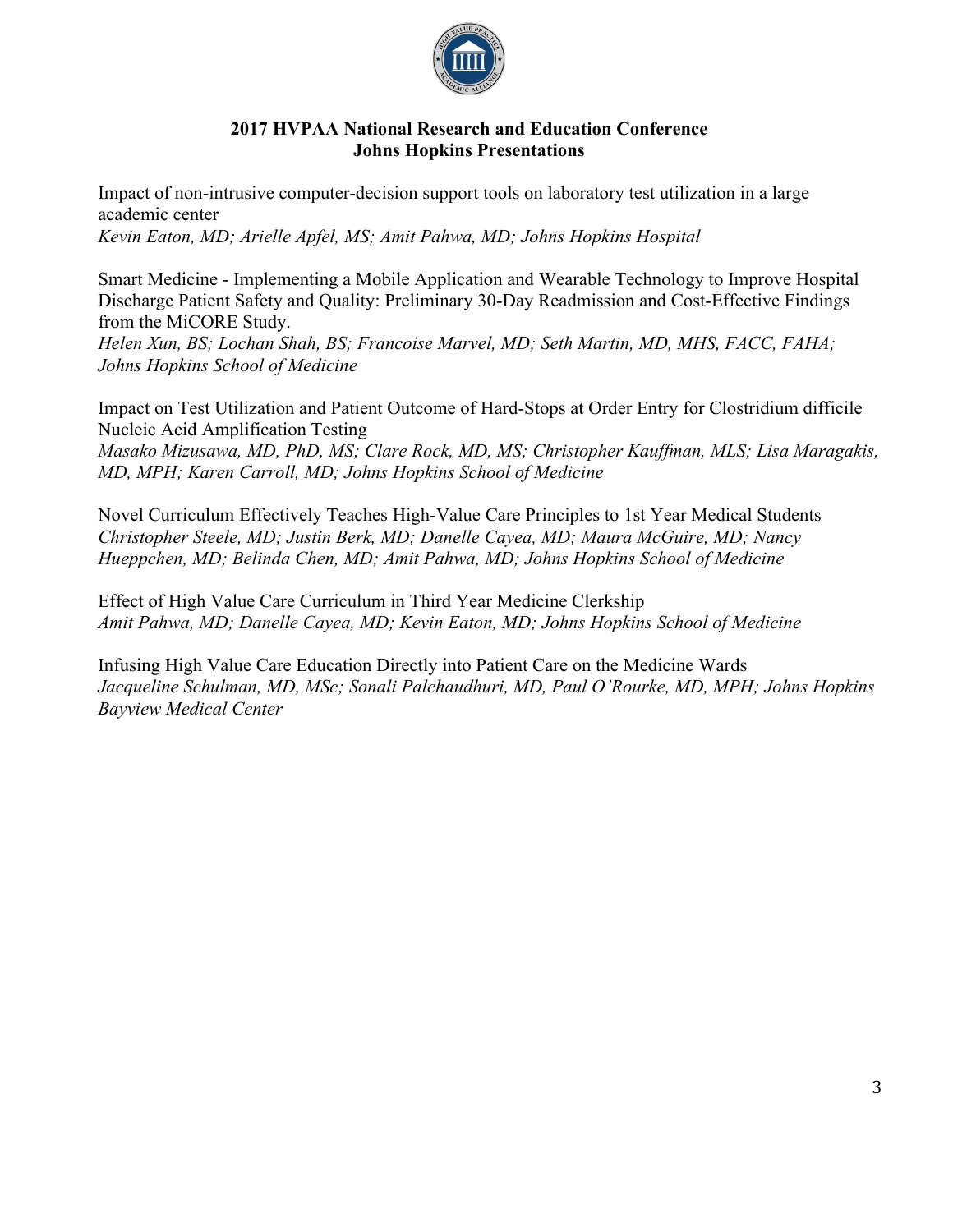**2017 HVPAA National Research and Education Conference**
**Johns Hopkins Presentations**

Impact of non-intrusive computer-decision support tools on laboratory test utilization in a large academic center
*Kevin Eaton, MD; Arielle Apfel, MS; Amit Pahwa, MD; Johns Hopkins Hospital*

Smart Medicine - Implementing a Mobile Application and Wearable Technology to Improve Hospital Discharge Patient Safety and Quality: Preliminary 30-Day Readmission and Cost-Effective Findings from the MiCORE Study.
*Helen Xun, BS; Lochan Shah, BS; Francoise Marvel, MD; Seth Martin, MD, MHS, FACC, FAHA; Johns Hopkins School of Medicine*

Impact on Test Utilization and Patient Outcome of Hard-Stops at Order Entry for Clostridium difficile Nucleic Acid Amplification Testing
*Masako Mizusawa, MD, PhD, MS; Clare Rock, MD, MS; Christopher Kauffman, MLS; Lisa Maragakis, MD, MPH; Karen Carroll, MD; Johns Hopkins School of Medicine*

Novel Curriculum Effectively Teaches High-Value Care Principles to 1st Year Medical Students
*Christopher Steele, MD; Justin Berk, MD; Danelle Cayea, MD; Maura McGuire, MD; Nancy Hueppchen, MD; Belinda Chen, MD; Amit Pahwa, MD; Johns Hopkins School of Medicine*

Effect of High Value Care Curriculum in Third Year Medicine Clerkship
*Amit Pahwa, MD; Danelle Cayea, MD; Kevin Eaton, MD; Johns Hopkins School of Medicine*

Infusing High Value Care Education Directly into Patient Care on the Medicine Wards
*Jacqueline Schulman, MD, MSc; Sonali Palchaudhuri, MD, Paul O'Rourke, MD, MPH; Johns Hopkins Bayview Medical Center*